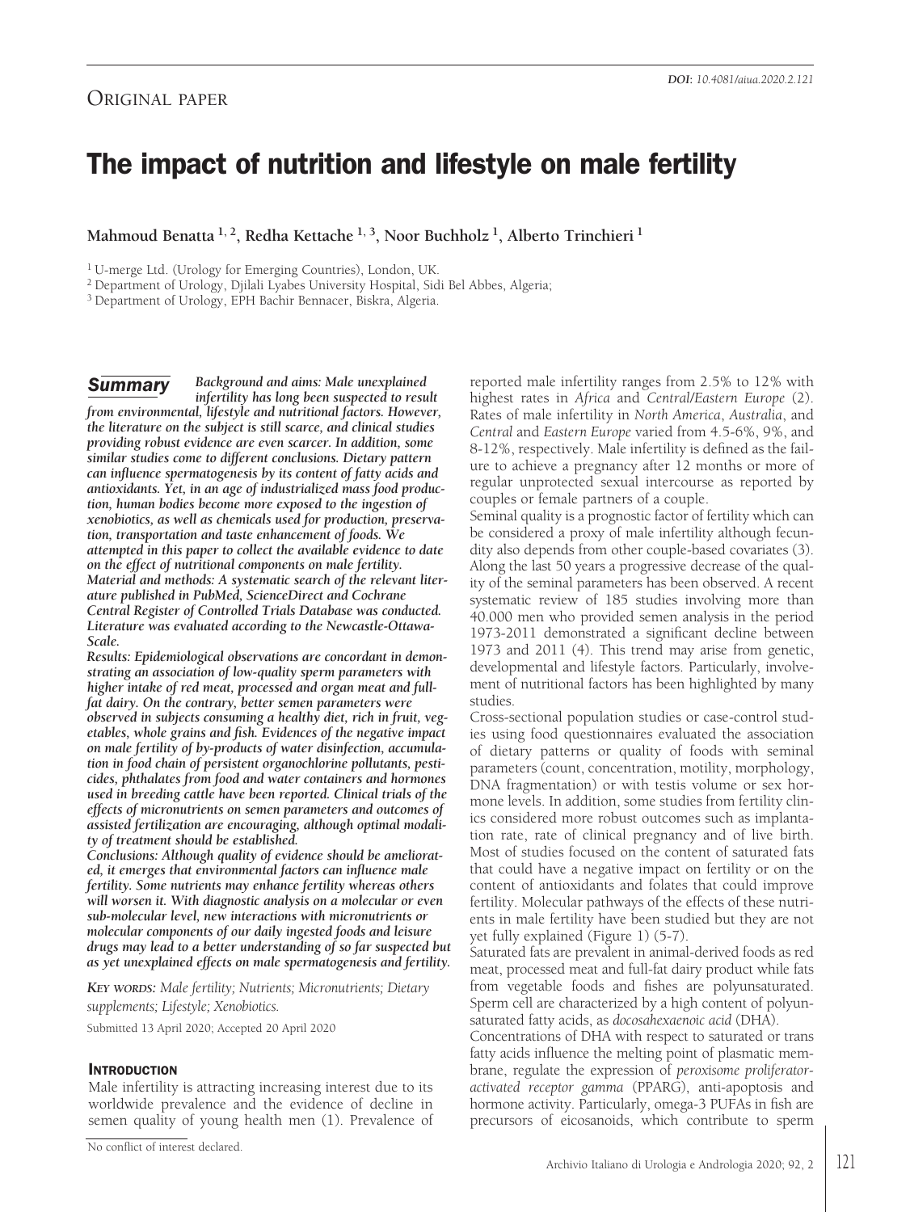ORIGINAL PAPER

# The impact of nutrition and lifestyle on male fertility

**Mahmoud Benatta [1, 2], Redha Kettache [1, 3], Noor Buchholz [1], Alberto Trinchieri [1]**

[1] U-merge Ltd. (Urology for Emerging Countries), London, UK.

[2] Department of Urology, Djilali Lyabes University Hospital, Sidi Bel Abbes, Algeria;

[3] Department of Urology, EPH Bachir Bennacer, Biskra, Algeria.

## Summary

***Background and aims:** Male unexplained infertility has long been suspected to result from environmental, lifestyle and nutritional factors. However, the literature on the subject is still scarce, and clinical studies providing robust evidence are even scarcer. In addition, some similar studies come to different conclusions. Dietary pattern can influence spermatogenesis by its content of fatty acids and antioxidants. Yet, in an age of industrialized mass food production, human bodies become more exposed to the ingestion of xenobiotics, as well as chemicals used for production, preservation, transportation and taste enhancement of foods. We attempted in this paper to collect the available evidence to date on the effect of nutritional components on male fertility.*

***Material and methods:** A systematic search of the relevant literature published in PubMed, ScienceDirect and Cochrane Central Register of Controlled Trials Database was conducted. Literature was evaluated according to the Newcastle-Ottawa-Scale.*

***Results:** Epidemiological observations are concordant in demonstrating an association of low-quality sperm parameters with higher intake of red meat, processed and organ meat and full-fat dairy. On the contrary, better semen parameters were observed in subjects consuming a healthy diet, rich in fruit, vegetables, whole grains and fish. Evidences of the negative impact on male fertility of by-products of water disinfection, accumulation in food chain of persistent organochlorine pollutants, pesticides, phthalates from food and water containers and hormones used in breeding cattle have been reported. Clinical trials of the effects of micronutrients on semen parameters and outcomes of assisted fertilization are encouraging, although optimal modality of treatment should be established.*

***Conclusions:** Although quality of evidence should be ameliorated, it emerges that environmental factors can influence male fertility. Some nutrients may enhance fertility whereas others will worsen it. With diagnostic analysis on a molecular or even sub-molecular level, new interactions with micronutrients or molecular components of our daily ingested foods and leisure drugs may lead to a better understanding of so far suspected but as yet unexplained effects on male spermatogenesis and fertility.*

*KEY WORDS: Male fertility; Nutrients; Micronutrients; Dietary supplements; Lifestyle; Xenobiotics.*

Submitted 13 April 2020; Accepted 20 April 2020

## INTRODUCTION

Male infertility is attracting increasing interest due to its worldwide prevalence and the evidence of decline in semen quality of young health men (1). Prevalence of reported male infertility ranges from 2.5% to 12% with highest rates in *Africa* and *Central/Eastern Europe* (2). Rates of male infertility in *North America*, *Australia*, and *Central* and *Eastern Europe* varied from 4.5-6%, 9%, and 8-12%, respectively. Male infertility is defined as the failure to achieve a pregnancy after 12 months or more of regular unprotected sexual intercourse as reported by couples or female partners of a couple.

Seminal quality is a prognostic factor of fertility which can be considered a proxy of male infertility although fecundity also depends from other couple-based covariates (3). Along the last 50 years a progressive decrease of the quality of the seminal parameters has been observed. A recent systematic review of 185 studies involving more than 40.000 men who provided semen analysis in the period 1973-2011 demonstrated a significant decline between 1973 and 2011 (4). This trend may arise from genetic, developmental and lifestyle factors. Particularly, involvement of nutritional factors has been highlighted by many studies.

Cross-sectional population studies or case-control studies using food questionnaires evaluated the association of dietary patterns or quality of foods with seminal parameters (count, concentration, motility, morphology, DNA fragmentation) or with testis volume or sex hormone levels. In addition, some studies from fertility clinics considered more robust outcomes such as implantation rate, rate of clinical pregnancy and of live birth. Most of studies focused on the content of saturated fats that could have a negative impact on fertility or on the content of antioxidants and folates that could improve fertility. Molecular pathways of the effects of these nutrients in male fertility have been studied but they are not yet fully explained (Figure 1) (5-7).

Saturated fats are prevalent in animal-derived foods as red meat, processed meat and full-fat dairy product while fats from vegetable foods and fishes are polyunsaturated. Sperm cell are characterized by a high content of polyunsaturated fatty acids, as *docosahexaenoic acid* (DHA).

Concentrations of DHA with respect to saturated or trans fatty acids influence the melting point of plasmatic membrane, regulate the expression of *peroxisome proliferator-activated receptor gamma* (PPARG), anti-apoptosis and hormone activity. Particularly, omega-3 PUFAs in fish are precursors of eicosanoids, which contribute to sperm

No conflict of interest declared.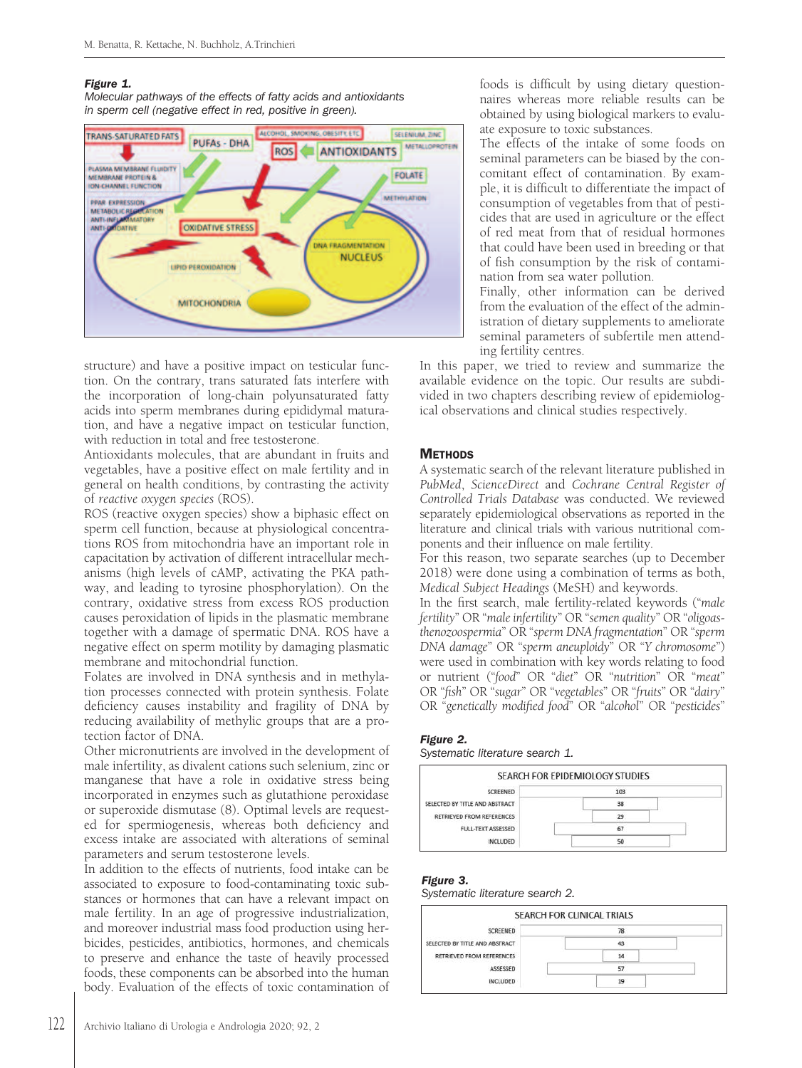**Figure 1.**
*Molecular pathways of the effects of fatty acids and antioxidants in sperm cell (negative effect in red, positive in green).*

structure) and have a positive impact on testicular function. On the contrary, trans saturated fats interfere with the incorporation of long-chain polyunsaturated fatty acids into sperm membranes during epididymal maturation, and have a negative impact on testicular function, with reduction in total and free testosterone.

Antioxidants molecules, that are abundant in fruits and vegetables, have a positive effect on male fertility and in general on health conditions, by contrasting the activity of *reactive oxygen species* (ROS).

ROS (reactive oxygen species) show a biphasic effect on sperm cell function, because at physiological concentrations ROS from mitochondria have an important role in capacitation by activation of different intracellular mechanisms (high levels of cAMP, activating the PKA pathway, and leading to tyrosine phosphorylation). On the contrary, oxidative stress from excess ROS production causes peroxidation of lipids in the plasmatic membrane together with a damage of spermatic DNA. ROS have a negative effect on sperm motility by damaging plasmatic membrane and mitochondrial function.

Folates are involved in DNA synthesis and in methylation processes connected with protein synthesis. Folate deficiency causes instability and fragility of DNA by reducing availability of methylic groups that are a protection factor of DNA.

Other micronutrients are involved in the development of male infertility, as divalent cations such selenium, zinc or manganese that have a role in oxidative stress being incorporated in enzymes such as glutathione peroxidase or superoxide dismutase (8). Optimal levels are requested for spermiogenesis, whereas both deficiency and excess intake are associated with alterations of seminal parameters and serum testosterone levels.

In addition to the effects of nutrients, food intake can be associated to exposure to food-contaminating toxic substances or hormones that can have a relevant impact on male fertility. In an age of progressive industrialization, and moreover industrial mass food production using herbicides, pesticides, antibiotics, hormones, and chemicals to preserve and enhance the taste of heavily processed foods, these components can be absorbed into the human body. Evaluation of the effects of toxic contamination of foods is difficult by using dietary questionnaires whereas more reliable results can be obtained by using biological markers to evaluate exposure to toxic substances.

The effects of the intake of some foods on seminal parameters can be biased by the concomitant effect of contamination. By example, it is difficult to differentiate the impact of consumption of vegetables from that of pesticides that are used in agriculture or the effect of red meat from that of residual hormones that could have been used in breeding or that of fish consumption by the risk of contamination from sea water pollution.

Finally, other information can be derived from the evaluation of the effect of the administration of dietary supplements to ameliorate seminal parameters of subfertile men attending fertility centres.

In this paper, we tried to review and summarize the available evidence on the topic. Our results are subdivided in two chapters describing review of epidemiological observations and clinical studies respectively.

## Methods

A systematic search of the relevant literature published in *PubMed*, *ScienceDirect* and *Cochrane Central Register of Controlled Trials Database* was conducted. We reviewed separately epidemiological observations as reported in the literature and clinical trials with various nutritional components and their influence on male fertility.

For this reason, two separate searches (up to December 2018) were done using a combination of terms as both, *Medical Subject Headings* (MeSH) and keywords.

In the first search, male fertility-related keywords ("*male fertility*" OR "*male infertility*" OR "*semen quality*" OR "*oligoasthenozoospermia*" OR "*sperm DNA fragmentation*" OR "*sperm DNA damage*" OR "*sperm aneuploidy*" OR "*Y chromosome*") were used in combination with key words relating to food or nutrient ("*food*" OR "*diet*" OR "*nutrition*" OR "*meat*" OR "*fish*" OR "*sugar*" OR "*vegetables*" OR "*fruits*" OR "*dairy*" OR "*genetically modified food*" OR "*alcohol*" OR "*pesticides*"

**Figure 2.**
*Systematic literature search 1.*

| SEARCH FOR EPIDEMIOLOGY STUDIES | |
|---|---|
| SCREENED | 103 |
| SELECTED BY TITLE AND ABSTRACT | 38 |
| RETRIEVED FROM REFERENCES | 29 |
| FULL-TEXT ASSESSED | 67 |
| INCLUDED | 50 |

**Figure 3.**
*Systematic literature search 2.*

| SEARCH FOR CLINICAL TRIALS | |
|---|---|
| SCREENED | 78 |
| SELECTED BY TITLE AND ABSTRACT | 43 |
| RETRIEVED FROM REFERENCES | 14 |
| ASSESSED | 57 |
| INCLUDED | 19 |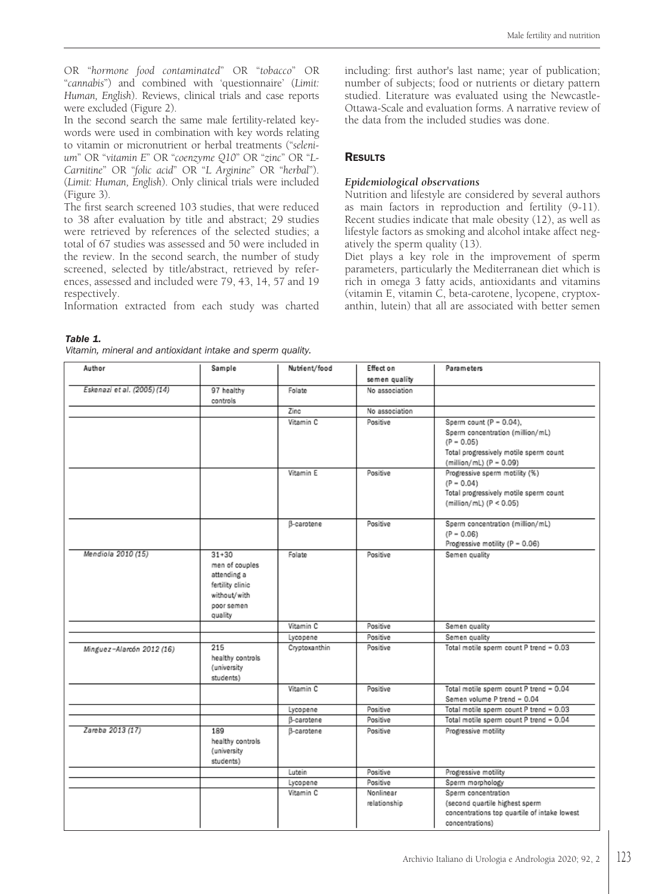OR "*hormone food contaminated*" OR "*tobacco*" OR "*cannabis*") and combined with 'questionnaire' (*Limit: Human, English*). Reviews, clinical trials and case reports were excluded (Figure 2).

In the second search the same male fertility-related keywords were used in combination with key words relating to vitamin or micronutrient or herbal treatments ("*selenium*" OR "*vitamin E*" OR "*coenzyme Q10*" OR "*zinc*" OR "*L-Carnitine*" OR "*folic acid*" OR "*L Arginine*" OR "*herbal*"). (*Limit: Human, English*). Only clinical trials were included (Figure 3).

The first search screened 103 studies, that were reduced to 38 after evaluation by title and abstract; 29 studies were retrieved by references of the selected studies; a total of 67 studies was assessed and 50 were included in the review. In the second search, the number of study screened, selected by title/abstract, retrieved by references, assessed and included were 79, 43, 14, 57 and 19 respectively.

Information extracted from each study was charted including: first author's last name; year of publication; number of subjects; food or nutrients or dietary pattern studied. Literature was evaluated using the Newcastle-Ottawa-Scale and evaluation forms. A narrative review of the data from the included studies was done.

## Results

### *Epidemiological observations*

Nutrition and lifestyle are considered by several authors as main factors in reproduction and fertility (9-11). Recent studies indicate that male obesity (12), as well as lifestyle factors as smoking and alcohol intake affect negatively the sperm quality (13).

Diet plays a key role in the improvement of sperm parameters, particularly the Mediterranean diet which is rich in omega 3 fatty acids, antioxidants and vitamins (vitamin E, vitamin C, beta-carotene, lycopene, cryptoxanthin, lutein) that all are associated with better semen

***Table 1.***
*Vitamin, mineral and antioxidant intake and sperm quality.*

| Author | Sample | Nutrient/food | Effect on semen quality | Parameters |
|---|---|---|---|---|
| *Eskenazi et al. (2005) (14)* | 97 healthy controls | Folate | No association | |
| | | Zinc | No association | |
| | | Vitamin C | Positive | Sperm count ($P = 0.04$), Sperm concentration (million/mL) ($P = 0.05$) Total progressively motile sperm count (million/mL) ($P = 0.09$) |
| | | Vitamin E | Positive | Progressive sperm motility (%) ($P = 0.04$) Total progressively motile sperm count (million/mL) ($P < 0.05$) |
| | | β-carotene | Positive | Sperm concentration (million/mL) ($P = 0.06$) Progressive motility ($P = 0.06$) |
| *Mendiola 2010 (15)* | 31+30 men of couples attending a fertility clinic without/with poor semen quality | Folate | Positive | Semen quality |
| | | Vitamin C | Positive | Semen quality |
| | | Lycopene | Positive | Semen quality |
| *Minguez-Alarcón 2012 (16)* | 215 healthy controls (university students) | Cryptoxanthin | Positive | Total motile sperm count P trend = 0.03 |
| | | Vitamin C | Positive | Total motile sperm count P trend = 0.04 Semen volume P trend = 0.04 |
| | | Lycopene | Positive | Total motile sperm count P trend = 0.03 |
| | | β-carotene | Positive | Total motile sperm count P trend = 0.04 |
| *Zareba 2013 (17)* | 189 healthy controls (university students) | β-carotene | Positive | Progressive motility |
| | | Lutein | Positive | Progressive motility |
| | | Lycopene | Positive | Sperm morphology |
| | | Vitamin C | Nonlinear relationship | Sperm concentration (second quartile highest sperm concentrations top quartile of intake lowest concentrations) |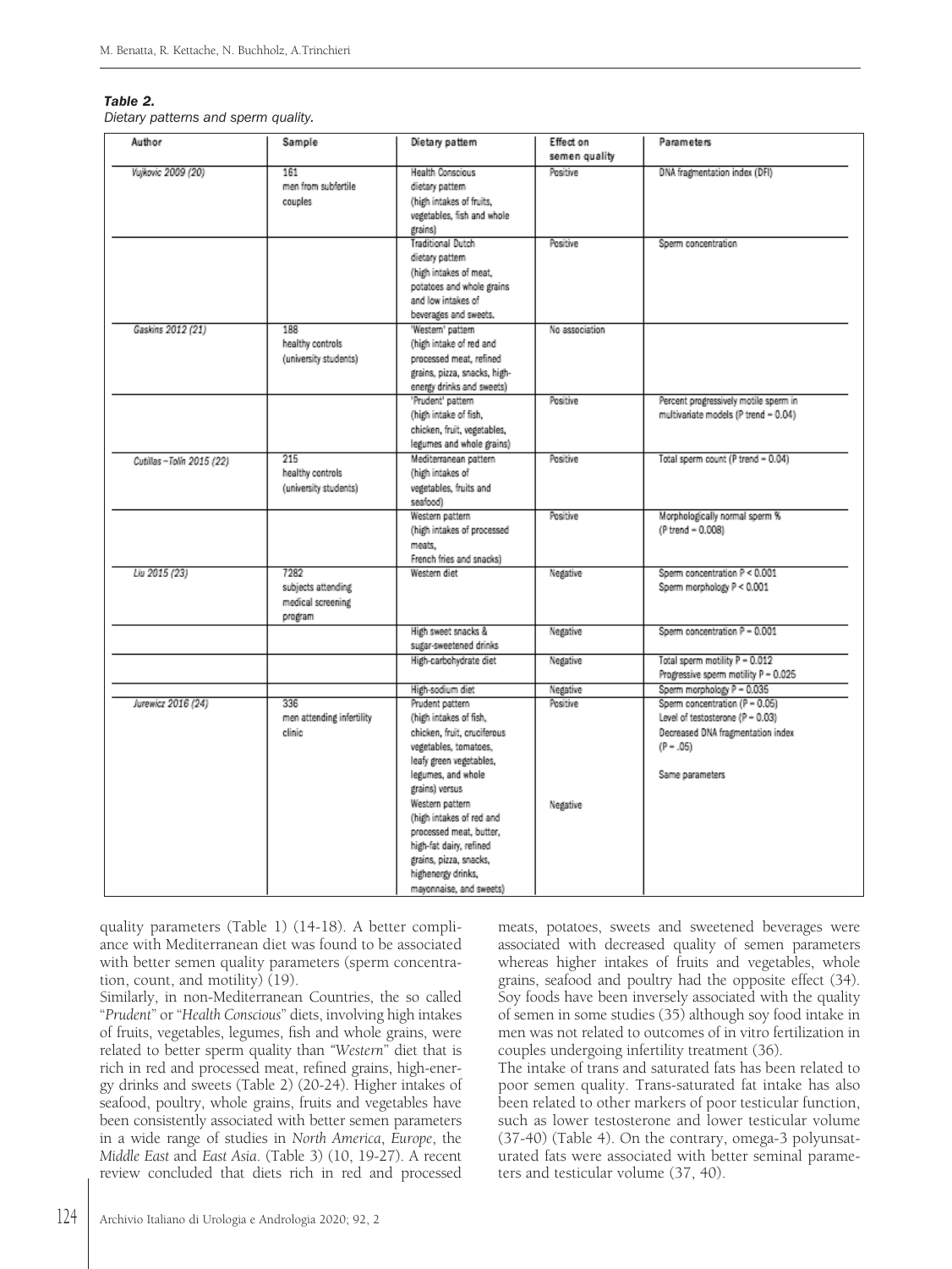***Table 2.***
*Dietary patterns and sperm quality.*

| Author | Sample | Dietary pattern | Effect on semen quality | Parameters |
|---|---|---|---|---|
| *Vujkovic 2009 (20)* | 161 men from subfertile couples | Health Conscious dietary pattern (high intakes of fruits, vegetables, fish and whole grains) | Positive | DNA fragmentation index (DFI) |
| | | Traditional Dutch dietary pattern (high intakes of meat, potatoes and whole grains and low intakes of beverages and sweets. | Positive | Sperm concentration |
| *Gaskins 2012 (21)* | 188 healthy controls (university students) | 'Western' pattern (high intake of red and processed meat, refined grains, pizza, snacks, high-energy drinks and sweets) | No association | |
| | | 'Prudent' pattern (high intake of fish, chicken, fruit, vegetables, legumes and whole grains) | Positive | Percent progressively motile sperm in multivariate models (P trend = 0.04) |
| *Cutillas –Tolín 2015 (22)* | 215 healthy controls (university students) | Mediterranean pattern (high intakes of vegetables, fruits and seafood) | Positive | Total sperm count (P trend = 0.04) |
| | | Western pattern (high intakes of processed meats, French fries and snacks) | Positive | Morphologically normal sperm % (P trend = 0.008) |
| *Liu 2015 (23)* | 7282 subjects attending medical screening program | Western diet | Negative | Sperm concentration $P < 0.001$ Sperm morphology $P < 0.001$ |
| | | High sweet snacks & sugar-sweetened drinks | Negative | Sperm concentration $P = 0.001$ |
| | | High-carbohydrate diet | Negative | Total sperm motility $P = 0.012$ Progressive sperm motility $P = 0.025$ |
| | | High-sodium diet | Negative | Sperm morphology $P = 0.035$ |
| *Jurewicz 2016 (24)* | 336 men attending infertility clinic | Prudent pattern (high intakes of fish, chicken, fruit, cruciferous vegetables, tomatoes, leafy green vegetables, legumes, and whole grains) versus | Positive | Sperm concentration ($P = 0.05$) Level of testosterone ($P = 0.03$) Decreased DNA fragmentation index ($P = .05$) |
| | | Western pattern (high intakes of red and processed meat, butter, high-fat dairy, refined grains, pizza, snacks, highenergy drinks, mayonnaise, and sweets) | Negative | Same parameters |

quality parameters (Table 1) (14-18). A better compliance with Mediterranean diet was found to be associated with better semen quality parameters (sperm concentration, count, and motility) (19).

Similarly, in non-Mediterranean Countries, the so called "*Prudent*" or "*Health Conscious*" diets, involving high intakes of fruits, vegetables, legumes, fish and whole grains, were related to better sperm quality than *"Western*" diet that is rich in red and processed meat, refined grains, high-energy drinks and sweets (Table 2) (20-24). Higher intakes of seafood, poultry, whole grains, fruits and vegetables have been consistently associated with better semen parameters in a wide range of studies in *North America*, *Europe*, the *Middle East* and *East Asia*. (Table 3) (10, 19-27). A recent review concluded that diets rich in red and processed meats, potatoes, sweets and sweetened beverages were associated with decreased quality of semen parameters whereas higher intakes of fruits and vegetables, whole grains, seafood and poultry had the opposite effect (34). Soy foods have been inversely associated with the quality of semen in some studies (35) although soy food intake in men was not related to outcomes of in vitro fertilization in couples undergoing infertility treatment (36).

The intake of trans and saturated fats has been related to poor semen quality. Trans-saturated fat intake has also been related to other markers of poor testicular function, such as lower testosterone and lower testicular volume (37-40) (Table 4). On the contrary, omega-3 polyunsaturated fats were associated with better seminal parameters and testicular volume (37, 40).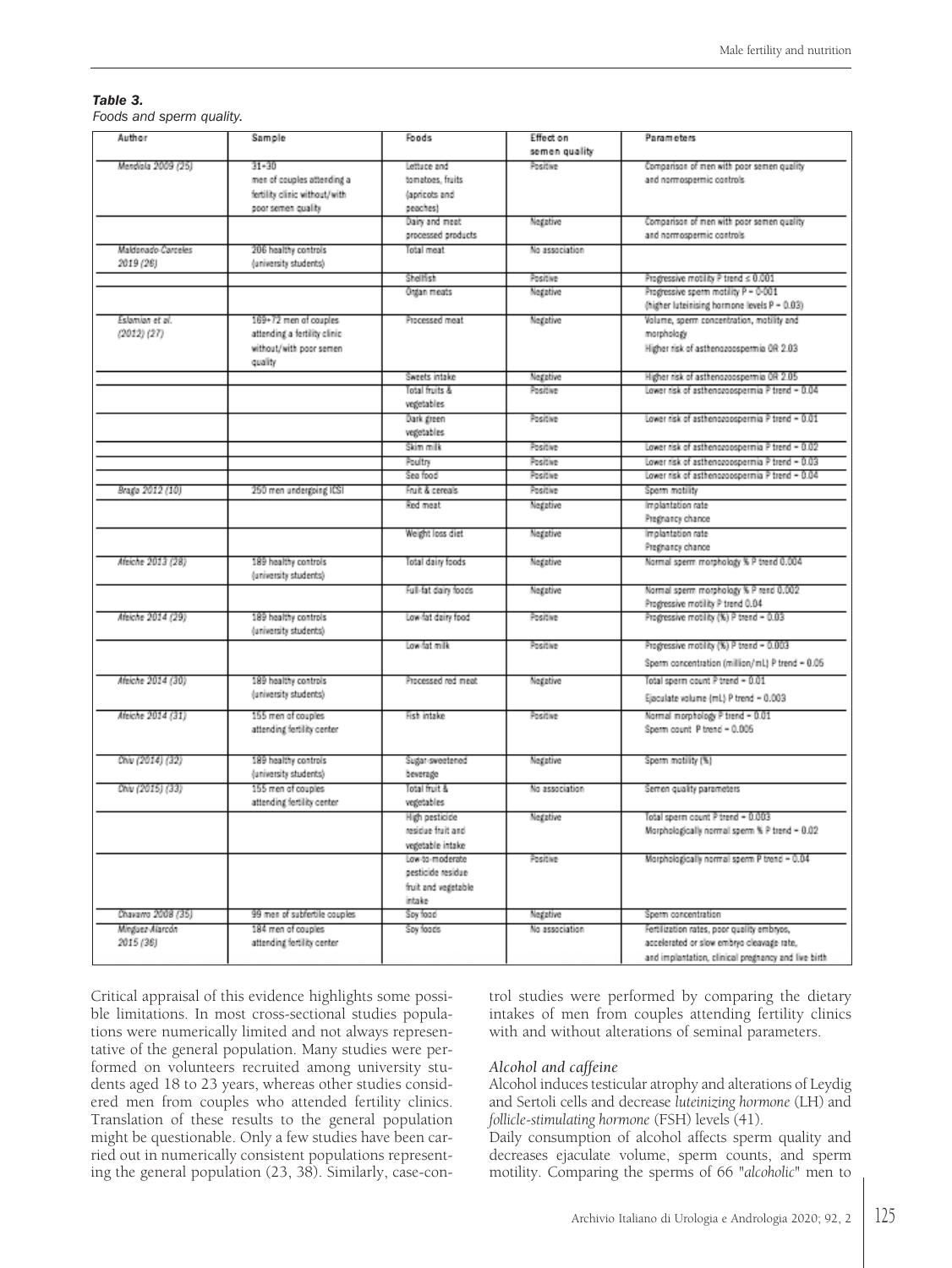***Table 3.***
*Foods and sperm quality.*

| Author | Sample | Foods | Effect on semen quality | Parameters |
|---|---|---|---|---|
| Mendiola 2009 (25) | 31+30 men of couples attending a fertility clinic without/with poor semen quality | Lettuce and tomatoes, fruits (apricots and peaches) | Positive | Comparison of men with poor semen quality and normospermic controls |
| | | Dairy and meat processed products | Negative | Comparison of men with poor semen quality and normospermic controls |
| Maldonado-Carceles 2019 (26) | 206 healthy controls (university students) | Total meat | No association | |
| | | Shellfish | Positive | Progressive motility P trend ≤ 0.001 |
| | | Organ meats | Negative | Progressive sperm motility P = 0.001 (higher luteinising hormone levels P = 0.03) |
| Eslamian et al. (2012) (27) | 169+72 men of couples attending a fertility clinic without/with poor semen quality | Processed meat | Negative | Volume, sperm concentration, motility and morphology Higher risk of asthenozoospermia OR 2.03 |
| | | Sweets intake | Negative | Higher risk of asthenozoospermia OR 2.05 |
| | | Total fruits & vegetables | Positive | Lower risk of asthenozoospermia P trend = 0.04 |
| | | Dark green vegetables | Positive | Lower risk of asthenozoospermia P trend = 0.01 |
| | | Skim milk | Positive | Lower risk of asthenozoospermia P trend = 0.02 |
| | | Poultry | Positive | Lower risk of asthenozoospermia P trend = 0.03 |
| | | Sea food | Positive | Lower risk of asthenozoospermia P trend = 0.04 |
| Braga 2012 (10) | 250 men undergoing ICSI | Fruit & cereals | Positive | Sperm motility |
| | | Red meat | Negative | Implantation rate Pregnancy chance |
| | | Weight loss diet | Negative | Implantation rate Pregnancy chance |
| Afeiche 2013 (28) | 189 healthy controls (university students) | Total dairy foods | Negative | Normal sperm morphology % P trend 0.004 |
| | | Full-fat dairy foods | Negative | Normal sperm morphology % P rend 0.002 Progressive motility P trend 0.04 |
| Afeiche 2014 (29) | 189 healthy controls (university students) | Low-fat dairy food | Positive | Progressive motility (%) P trend = 0.03 |
| | | Low-fat milk | Positive | Progressive motility (%) P trend = 0.003 Sperm concentration (million/mL) P trend = 0.05 |
| Afeiche 2014 (30) | 189 healthy controls (university students) | Processed red meat | Negative | Total sperm count P trend = 0.01 Ejaculate volume (mL) P trend = 0.003 |
| Afeiche 2014 (31) | 155 men of couples attending fertility center | Fish intake | Positive | Normal morphology P trend = 0.01 Sperm count P trend = 0.005 |
| Chiu (2014) (32) | 189 healthy controls (university students) | Sugar-sweetened beverage | Negative | Sperm motility (%) |
| Chiu (2015) (33) | 155 men of couples attending fertility center | Total fruit & vegetables | No association | Semen quality parameters |
| | | High pesticide residue fruit and vegetable intake | Negative | Total sperm count P trend = 0.003 Morphologically normal sperm % P trend = 0.02 |
| | | Low-to-moderate pesticide residue fruit and vegetable intake | Positive | Morphologically normal sperm P trend = 0.04 |
| Chavarro 2008 (35) | 99 men of subfertile couples | Soy food | Negative | Sperm concentration |
| Mínguez-Alarcón 2015 (36) | 184 men of couples attending fertility center | Soy foods | No association | Fertilization rates, poor quality embryos, accelerated or slow embryo cleavage rate, and implantation, clinical pregnancy and live birth |

Critical appraisal of this evidence highlights some possible limitations. In most cross-sectional studies populations were numerically limited and not always representative of the general population. Many studies were performed on volunteers recruited among university students aged 18 to 23 years, whereas other studies considered men from couples who attended fertility clinics. Translation of these results to the general population might be questionable. Only a few studies have been carried out in numerically consistent populations representing the general population (23, 38). Similarly, case-control studies were performed by comparing the dietary intakes of men from couples attending fertility clinics with and without alterations of seminal parameters.

### *Alcohol and caffeine*

Alcohol induces testicular atrophy and alterations of Leydig and Sertoli cells and decrease *luteinizing hormone* (LH) and *follicle-stimulating hormone* (FSH) levels (41).

Daily consumption of alcohol affects sperm quality and decreases ejaculate volume, sperm counts, and sperm motility. Comparing the sperms of 66 "*alcoholic*" men to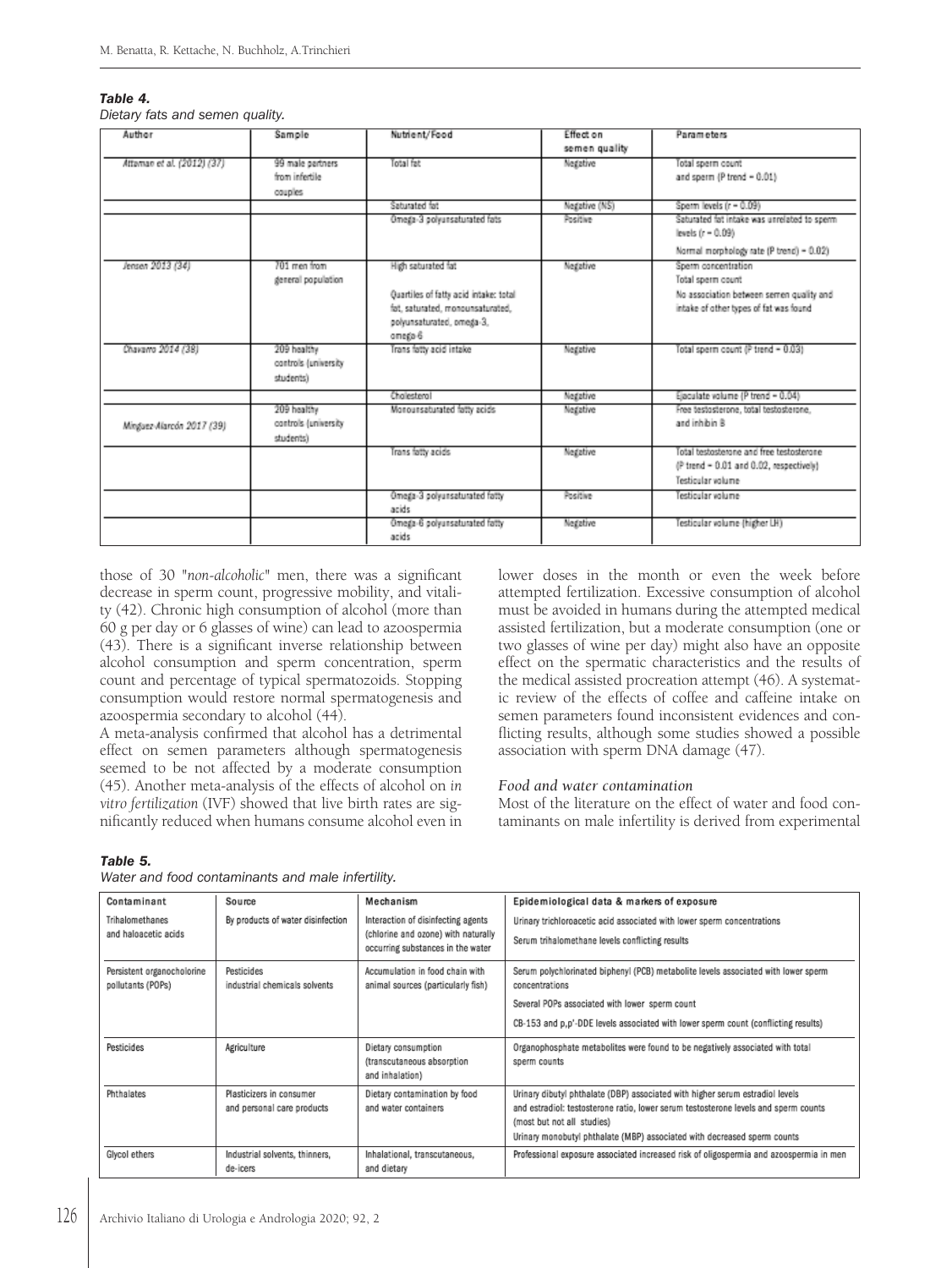***Table 4.***
*Dietary fats and semen quality.*

| Author | Sample | Nutrient/Food | Effect on semen quality | Parameters |
|---|---|---|---|---|
| *Attaman et al. (2012) (37)* | 99 male partners from infertile couples | Total fat | Negative | Total sperm count and sperm (P trend = 0.01) |
| | | Saturated fat | Negative (NS) | Sperm levels (r = 0.09) |
| | | Omega-3 polyunsaturated fats | Positive | Saturated fat intake was unrelated to sperm levels (r = 0.09)<br>Normal morphology rate (P trend) = 0.02) |
| *Jensen 2013 (34)* | 701 men from general population | High saturated fat<br>Quartiles of fatty acid intake: total fat, saturated, monounsaturated, polyunsaturated, omega-3, omega-6 | Negative | Sperm concentration<br>Total sperm count<br>No association between semen quality and intake of other types of fat was found |
| *Chavarro 2014 (38)* | 209 healthy controls (university students) | Trans fatty acid intake | Negative | Total sperm count (P trend = 0.03) |
| | | Cholesterol | Negative | Ejaculate volume (P trend = 0.04) |
| *Minguez-Alarcón 2017 (39)* | 209 healthy controls (university students) | Monounsaturated fatty acids | Negative | Free testosterone, total testosterone, and inhibin B |
| | | Trans fatty acids | Negative | Total testosterone and free testosterone (P trend = 0.01 and 0.02, respectively)<br>Testicular volume |
| | | Omega-3 polyunsaturated fatty acids | Positive | Testicular volume |
| | | Omega-6 polyunsaturated fatty acids | Negative | Testicular volume (higher LH) |

those of 30 "*non-alcoholic*" men, there was a significant decrease in sperm count, progressive mobility, and vitality (42). Chronic high consumption of alcohol (more than 60 g per day or 6 glasses of wine) can lead to azoospermia (43). There is a significant inverse relationship between alcohol consumption and sperm concentration, sperm count and percentage of typical spermatozoids. Stopping consumption would restore normal spermatogenesis and azoospermia secondary to alcohol (44).

A meta-analysis confirmed that alcohol has a detrimental effect on semen parameters although spermatogenesis seemed to be not affected by a moderate consumption (45). Another meta-analysis of the effects of alcohol on *in vitro fertilization* (IVF) showed that live birth rates are significantly reduced when humans consume alcohol even in lower doses in the month or even the week before attempted fertilization. Excessive consumption of alcohol must be avoided in humans during the attempted medical assisted fertilization, but a moderate consumption (one or two glasses of wine per day) might also have an opposite effect on the spermatic characteristics and the results of the medical assisted procreation attempt (46). A systematic review of the effects of coffee and caffeine intake on semen parameters found inconsistent evidences and conflicting results, although some studies showed a possible association with sperm DNA damage (47).

*Food and water contamination*

Most of the literature on the effect of water and food contaminants on male infertility is derived from experimental

***Table 5.***
*Water and food contaminants and male infertility.*

| Contaminant | Source | Mechanism | Epidemiological data & markers of exposure |
|---|---|---|---|
| Trihalomethanes and haloacetic acids | By products of water disinfection | Interaction of disinfecting agents (chlorine and ozone) with naturally occurring substances in the water | Urinary trichloroacetic acid associated with lower sperm concentrations<br>Serum trihalomethane levels conflicting results |
| Persistent organocholorine pollutants (POPs) | Pesticides industrial chemicals solvents | Accumulation in food chain with animal sources (particularly fish) | Serum polychlorinated biphenyl (PCB) metabolite levels associated with lower sperm concentrations<br>Several POPs associated with lower sperm count<br>CB-153 and p,p'-DDE levels associated with lower sperm count (conflicting results) |
| Pesticides | Agriculture | Dietary consumption (transcutaneous absorption and inhalation) | Organophosphate metabolites were found to be negatively associated with total sperm counts |
| Phthalates | Plasticizers in consumer and personal care products | Dietary contamination by food and water containers | Urinary dibutyl phthalate (DBP) associated with higher serum estradiol levels and estradiol: testosterone ratio, lower serum testosterone levels and sperm counts (most but not all studies)<br>Urinary monobutyl phthalate (MBP) associated with decreased sperm counts |
| Glycol ethers | Industrial solvents, thinners, de-icers | Inhalational, transcutaneous, and dietary | Professional exposure associated increased risk of oligospermia and azoospermia in men |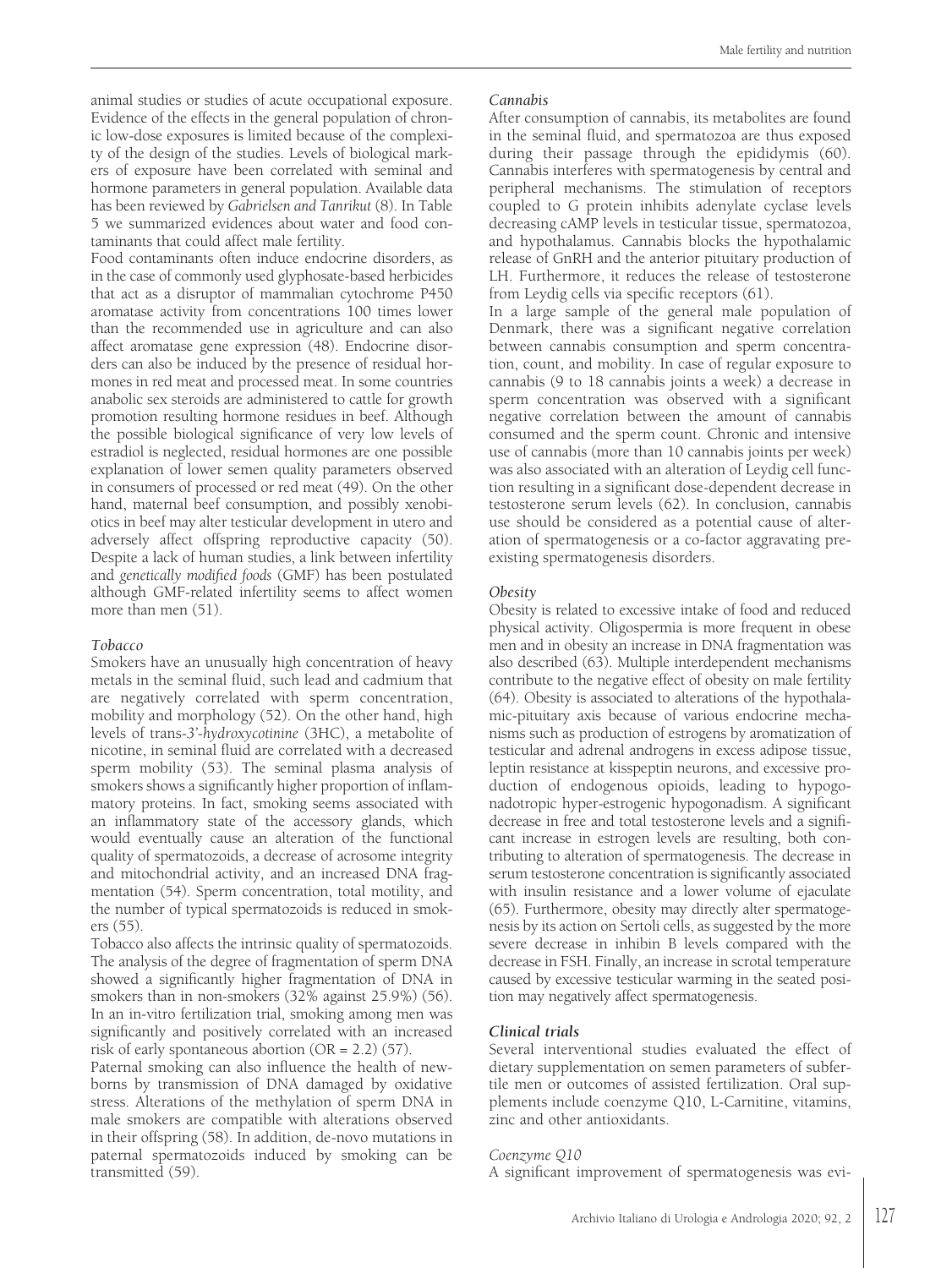animal studies or studies of acute occupational exposure. Evidence of the effects in the general population of chronic low-dose exposures is limited because of the complexity of the design of the studies. Levels of biological markers of exposure have been correlated with seminal and hormone parameters in general population. Available data has been reviewed by *Gabrielsen and Tanrikut* (8). In Table 5 we summarized evidences about water and food contaminants that could affect male fertility.

Food contaminants often induce endocrine disorders, as in the case of commonly used glyphosate-based herbicides that act as a disruptor of mammalian cytochrome P450 aromatase activity from concentrations 100 times lower than the recommended use in agriculture and can also affect aromatase gene expression (48). Endocrine disorders can also be induced by the presence of residual hormones in red meat and processed meat. In some countries anabolic sex steroids are administered to cattle for growth promotion resulting hormone residues in beef. Although the possible biological significance of very low levels of estradiol is neglected, residual hormones are one possible explanation of lower semen quality parameters observed in consumers of processed or red meat (49). On the other hand, maternal beef consumption, and possibly xenobiotics in beef may alter testicular development in utero and adversely affect offspring reproductive capacity (50). Despite a lack of human studies, a link between infertility and *genetically modified foods* (GMF) has been postulated although GMF-related infertility seems to affect women more than men (51).

### *Tobacco*

Smokers have an unusually high concentration of heavy metals in the seminal fluid, such lead and cadmium that are negatively correlated with sperm concentration, mobility and morphology (52). On the other hand, high levels of *trans-3'-hydroxycotinine* (3HC), a metabolite of nicotine, in seminal fluid are correlated with a decreased sperm mobility (53). The seminal plasma analysis of smokers shows a significantly higher proportion of inflammatory proteins. In fact, smoking seems associated with an inflammatory state of the accessory glands, which would eventually cause an alteration of the functional quality of spermatozoids, a decrease of acrosome integrity and mitochondrial activity, and an increased DNA fragmentation (54). Sperm concentration, total motility, and the number of typical spermatozoids is reduced in smokers (55).

Tobacco also affects the intrinsic quality of spermatozoids. The analysis of the degree of fragmentation of sperm DNA showed a significantly higher fragmentation of DNA in smokers than in non-smokers (32% against 25.9%) (56). In an in-vitro fertilization trial, smoking among men was significantly and positively correlated with an increased risk of early spontaneous abortion (OR = 2.2) (57).

Paternal smoking can also influence the health of newborns by transmission of DNA damaged by oxidative stress. Alterations of the methylation of sperm DNA in male smokers are compatible with alterations observed in their offspring (58). In addition, de-novo mutations in paternal spermatozoids induced by smoking can be transmitted (59).

### *Cannabis*

After consumption of cannabis, its metabolites are found in the seminal fluid, and spermatozoa are thus exposed during their passage through the epididymis (60). Cannabis interferes with spermatogenesis by central and peripheral mechanisms. The stimulation of receptors coupled to G protein inhibits adenylate cyclase levels decreasing cAMP levels in testicular tissue, spermatozoa, and hypothalamus. Cannabis blocks the hypothalamic release of GnRH and the anterior pituitary production of LH. Furthermore, it reduces the release of testosterone from Leydig cells via specific receptors (61).

In a large sample of the general male population of Denmark, there was a significant negative correlation between cannabis consumption and sperm concentration, count, and mobility. In case of regular exposure to cannabis (9 to 18 cannabis joints a week) a decrease in sperm concentration was observed with a significant negative correlation between the amount of cannabis consumed and the sperm count. Chronic and intensive use of cannabis (more than 10 cannabis joints per week) was also associated with an alteration of Leydig cell function resulting in a significant dose-dependent decrease in testosterone serum levels (62). In conclusion, cannabis use should be considered as a potential cause of alteration of spermatogenesis or a co-factor aggravating preexisting spermatogenesis disorders.

### *Obesity*

Obesity is related to excessive intake of food and reduced physical activity. Oligospermia is more frequent in obese men and in obesity an increase in DNA fragmentation was also described (63). Multiple interdependent mechanisms contribute to the negative effect of obesity on male fertility (64). Obesity is associated to alterations of the hypothalamic-pituitary axis because of various endocrine mechanisms such as production of estrogens by aromatization of testicular and adrenal androgens in excess adipose tissue, leptin resistance at kisspeptin neurons, and excessive production of endogenous opioids, leading to hypogonadotropic hyper-estrogenic hypogonadism. A significant decrease in free and total testosterone levels and a significant increase in estrogen levels are resulting, both contributing to alteration of spermatogenesis. The decrease in serum testosterone concentration is significantly associated with insulin resistance and a lower volume of ejaculate (65). Furthermore, obesity may directly alter spermatogenesis by its action on Sertoli cells, as suggested by the more severe decrease in inhibin B levels compared with the decrease in FSH. Finally, an increase in scrotal temperature caused by excessive testicular warming in the seated position may negatively affect spermatogenesis.

## *Clinical trials*

Several interventional studies evaluated the effect of dietary supplementation on semen parameters of subfertile men or outcomes of assisted fertilization. Oral supplements include coenzyme Q10, L-Carnitine, vitamins, zinc and other antioxidants.

### *Coenzyme Q10*

A significant improvement of spermatogenesis was evi-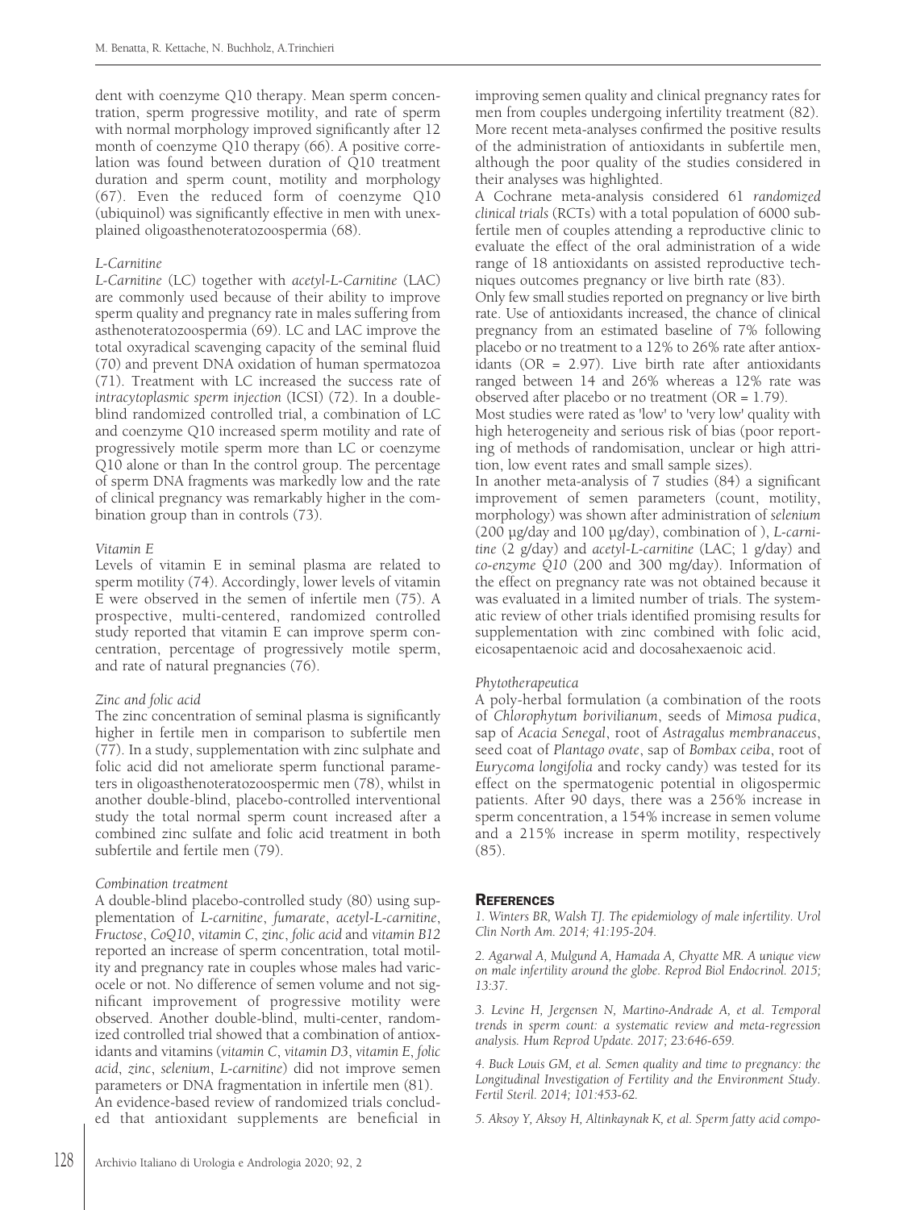dent with coenzyme Q10 therapy. Mean sperm concentration, sperm progressive motility, and rate of sperm with normal morphology improved significantly after 12 month of coenzyme Q10 therapy (66). A positive correlation was found between duration of Q10 treatment duration and sperm count, motility and morphology (67). Even the reduced form of coenzyme Q10 (ubiquinol) was significantly effective in men with unexplained oligoasthenoteratozoospermia (68).

*L-Carnitine*

*L-Carnitine* (LC) together with *acetyl-L-Carnitine* (LAC) are commonly used because of their ability to improve sperm quality and pregnancy rate in males suffering from asthenoteratozoospermia (69). LC and LAC improve the total oxyradical scavenging capacity of the seminal fluid (70) and prevent DNA oxidation of human spermatozoa (71). Treatment with LC increased the success rate of *intracytoplasmic sperm injection* (ICSI) (72). In a double-blind randomized controlled trial, a combination of LC and coenzyme Q10 increased sperm motility and rate of progressively motile sperm more than LC or coenzyme Q10 alone or than In the control group. The percentage of sperm DNA fragments was markedly low and the rate of clinical pregnancy was remarkably higher in the combination group than in controls (73).

*Vitamin E*

Levels of vitamin E in seminal plasma are related to sperm motility (74). Accordingly, lower levels of vitamin E were observed in the semen of infertile men (75). A prospective, multi-centered, randomized controlled study reported that vitamin E can improve sperm concentration, percentage of progressively motile sperm, and rate of natural pregnancies (76).

*Zinc and folic acid*

The zinc concentration of seminal plasma is significantly higher in fertile men in comparison to subfertile men (77). In a study, supplementation with zinc sulphate and folic acid did not ameliorate sperm functional parameters in oligoasthenoteratozoospermic men (78), whilst in another double-blind, placebo-controlled interventional study the total normal sperm count increased after a combined zinc sulfate and folic acid treatment in both subfertile and fertile men (79).

*Combination treatment*

A double-blind placebo-controlled study (80) using supplementation of *L-carnitine*, *fumarate*, *acetyl-L-carnitine*, *Fructose*, *CoQ10*, *vitamin C*, *zinc*, *folic acid* and *vitamin B12* reported an increase of sperm concentration, total motility and pregnancy rate in couples whose males had varicocele or not. No difference of semen volume and not significant improvement of progressive motility were observed. Another double-blind, multi-center, randomized controlled trial showed that a combination of antioxidants and vitamins (*vitamin C*, *vitamin D3*, *vitamin E*, *folic acid*, *zinc*, *selenium*, *L-carnitine*) did not improve semen parameters or DNA fragmentation in infertile men (81).

An evidence-based review of randomized trials concluded that antioxidant supplements are beneficial in improving semen quality and clinical pregnancy rates for men from couples undergoing infertility treatment (82). More recent meta-analyses confirmed the positive results of the administration of antioxidants in subfertile men, although the poor quality of the studies considered in their analyses was highlighted.

A Cochrane meta-analysis considered 61 *randomized clinical trials* (RCTs) with a total population of 6000 subfertile men of couples attending a reproductive clinic to evaluate the effect of the oral administration of a wide range of 18 antioxidants on assisted reproductive techniques outcomes pregnancy or live birth rate (83).

Only few small studies reported on pregnancy or live birth rate. Use of antioxidants increased, the chance of clinical pregnancy from an estimated baseline of 7% following placebo or no treatment to a 12% to 26% rate after antioxidants (OR = 2.97). Live birth rate after antioxidants ranged between 14 and 26% whereas a 12% rate was observed after placebo or no treatment (OR = 1.79).

Most studies were rated as 'low' to 'very low' quality with high heterogeneity and serious risk of bias (poor reporting of methods of randomisation, unclear or high attrition, low event rates and small sample sizes).

In another meta-analysis of 7 studies (84) a significant improvement of semen parameters (count, motility, morphology) was shown after administration of *selenium* (200 µg/day and 100 µg/day), combination of ), *L-carnitine* (2 g/day) and *acetyl-L-carnitine* (LAC; 1 g/day) and *co-enzyme Q10* (200 and 300 mg/day). Information of the effect on pregnancy rate was not obtained because it was evaluated in a limited number of trials. The systematic review of other trials identified promising results for supplementation with zinc combined with folic acid, eicosapentaenoic acid and docosahexaenoic acid.

*Phytotherapeutica*

A poly-herbal formulation (a combination of the roots of *Chlorophytum borivilianum*, seeds of *Mimosa pudica*, sap of *Acacia Senegal*, root of *Astragalus membranaceus*, seed coat of *Plantago ovate*, sap of *Bombax ceiba*, root of *Eurycoma longifolia* and rocky candy) was tested for its effect on the spermatogenic potential in oligospermic patients. After 90 days, there was a 256% increase in sperm concentration, a 154% increase in semen volume and a 215% increase in sperm motility, respectively (85).

## References

1. Winters BR, Walsh TJ. The epidemiology of male infertility. Urol Clin North Am. 2014; 41:195-204.

2. Agarwal A, Mulgund A, Hamada A, Chyatte MR. A unique view on male infertility around the globe. Reprod Biol Endocrinol. 2015; 13:37.

3. Levine H, Jergensen N, Martino-Andrade A, et al. Temporal trends in sperm count: a systematic review and meta-regression analysis. Hum Reprod Update. 2017; 23:646-659.

4. Buck Louis GM, et al. Semen quality and time to pregnancy: the Longitudinal Investigation of Fertility and the Environment Study. Fertil Steril. 2014; 101:453-62.

5. Aksoy Y, Aksoy H, Altinkaynak K, et al. Sperm fatty acid compo-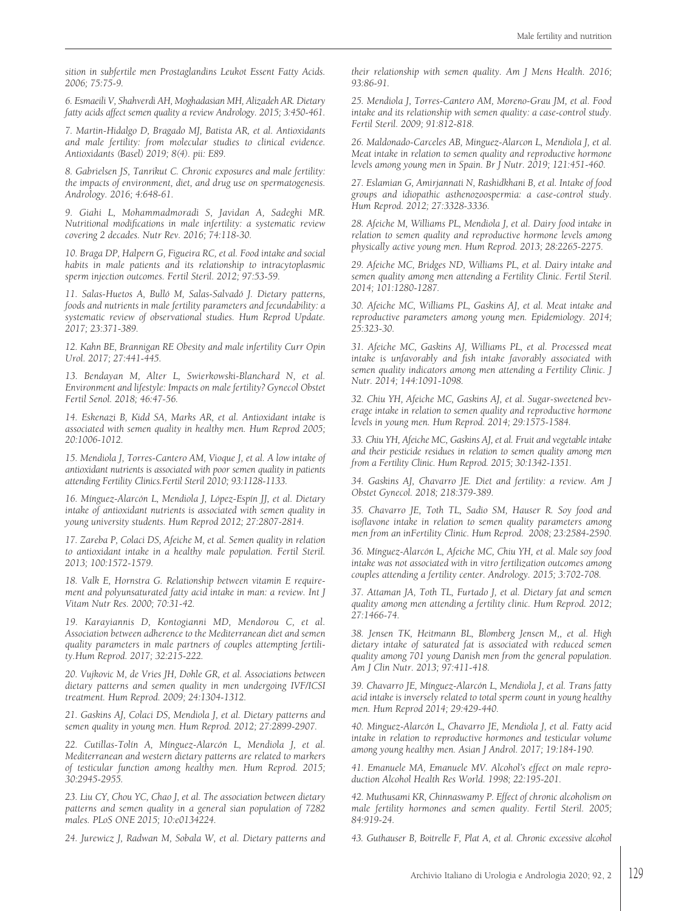*sition in subfertile men Prostaglandins Leukot Essent Fatty Acids. 2006; 75:75-9.*

*6. Esmaeili V, Shahverdi AH, Moghadasian MH, Alizadeh AR. Dietary fatty acids affect semen quality a review Andrology. 2015; 3:450-461.*

*7. Martin-Hidalgo D, Bragado MJ, Batista AR, et al. Antioxidants and male fertility: from molecular studies to clinical evidence. Antioxidants (Basel) 2019; 8(4). pii: E89.*

*8. Gabrielsen JS, Tanrikut C. Chronic exposures and male fertility: the impacts of environment, diet, and drug use on spermatogenesis. Andrology. 2016; 4:648-61.*

*9. Giahi L, Mohammadmoradi S, Javidan A, Sadeghi MR. Nutritional modifications in male infertility: a systematic review covering 2 decades. Nutr Rev. 2016; 74:118-30.*

*10. Braga DP, Halpern G, Figueira RC, et al. Food intake and social habits in male patients and its relationship to intracytoplasmic sperm injection outcomes. Fertil Steril. 2012; 97:53-59.*

*11. Salas-Huetos A, Bulló M, Salas-Salvadó J. Dietary patterns, foods and nutrients in male fertility parameters and fecundability: a systematic review of observational studies. Hum Reprod Update. 2017; 23:371-389.*

*12. Kahn BE, Brannigan RE Obesity and male infertility Curr Opin Urol. 2017; 27:441-445.*

*13. Bendayan M, Alter L, Swierkowski-Blanchard N, et al. Environment and lifestyle: Impacts on male fertility? Gynecol Obstet Fertil Senol. 2018; 46:47-56.*

*14. Eskenazi B, Kidd SA, Marks AR, et al. Antioxidant intake is associated with semen quality in healthy men. Hum Reprod 2005; 20:1006-1012.*

*15. Mendiola J, Torres-Cantero AM, Vioque J, et al. A low intake of antioxidant nutrients is associated with poor semen quality in patients attending Fertility Clinics.Fertil Steril 2010; 93:1128-1133.*

*16. Mínguez-Alarcón L, Mendiola J, López-Espín JJ, et al. Dietary intake of antioxidant nutrients is associated with semen quality in young university students. Hum Reprod 2012; 27:2807-2814.*

*17. Zareba P, Colaci DS, Afeiche M, et al. Semen quality in relation to antioxidant intake in a healthy male population. Fertil Steril. 2013; 100:1572-1579.*

*18. Valk E, Hornstra G. Relationship between vitamin E requirement and polyunsaturated fatty acid intake in man: a review. Int J Vitam Nutr Res. 2000; 70:31-42.*

*19. Karayiannis D, Kontogianni MD, Mendorou C, et al. Association between adherence to the Mediterranean diet and semen quality parameters in male partners of couples attempting fertility.Hum Reprod. 2017; 32:215-222.*

*20. Vujkovic M, de Vries JH, Dohle GR, et al. Associations between dietary patterns and semen quality in men undergoing IVF/ICSI treatment. Hum Reprod. 2009; 24:1304-1312.*

*21. Gaskins AJ, Colaci DS, Mendiola J, et al. Dietary patterns and semen quality in young men. Hum Reprod. 2012; 27:2899-2907.*

*22. Cutillas-Tolín A, Mínguez-Alarcón L, Mendiola J, et al. Mediterranean and western dietary patterns are related to markers of testicular function among healthy men. Hum Reprod. 2015; 30:2945-2955.*

*23. Liu CY, Chou YC, Chao J, et al. The association between dietary patterns and semen quality in a general sian population of 7282 males. PLoS ONE 2015; 10:e0134224.*

*24. Jurewicz J, Radwan M, Sobala W, et al. Dietary patterns and their relationship with semen quality. Am J Mens Health. 2016; 93:86-91.*

*25. Mendiola J, Torres-Cantero AM, Moreno-Grau JM, et al. Food intake and its relationship with semen quality: a case-control study. Fertil Steril. 2009; 91:812-818.*

*26. Maldonado-Carceles AB, Minguez-Alarcon L, Mendiola J, et al. Meat intake in relation to semen quality and reproductive hormone levels among young men in Spain. Br J Nutr. 2019; 121:451-460.*

*27. Eslamian G, Amirjannati N, Rashidkhani B, et al. Intake of food groups and idiopathic asthenozoospermia: a case-control study. Hum Reprod. 2012; 27:3328-3336.*

*28. Afeiche M, Williams PL, Mendiola J, et al. Dairy food intake in relation to semen quality and reproductive hormone levels among physically active young men. Hum Reprod. 2013; 28:2265-2275.*

*29. Afeiche MC, Bridges ND, Williams PL, et al. Dairy intake and semen quality among men attending a Fertility Clinic. Fertil Steril. 2014; 101:1280-1287.*

*30. Afeiche MC, Williams PL, Gaskins AJ, et al. Meat intake and reproductive parameters among young men. Epidemiology. 2014; 25:323-30.*

*31. Afeiche MC, Gaskins AJ, Williams PL, et al. Processed meat intake is unfavorably and fish intake favorably associated with semen quality indicators among men attending a Fertility Clinic. J Nutr. 2014; 144:1091-1098.*

*32. Chiu YH, Afeiche MC, Gaskins AJ, et al. Sugar-sweetened beverage intake in relation to semen quality and reproductive hormone levels in young men. Hum Reprod. 2014; 29:1575-1584.*

*33. Chiu YH, Afeiche MC, Gaskins AJ, et al. Fruit and vegetable intake and their pesticide residues in relation to semen quality among men from a Fertility Clinic. Hum Reprod. 2015; 30:1342-1351.*

*34. Gaskins AJ, Chavarro JE. Diet and fertility: a review. Am J Obstet Gynecol. 2018; 218:379-389.*

*35. Chavarro JE, Toth TL, Sadio SM, Hauser R. Soy food and isoflavone intake in relation to semen quality parameters among men from an inFertility Clinic. Hum Reprod. 2008; 23:2584-2590.*

*36. Mínguez-Alarcón L, Afeiche MC, Chiu YH, et al. Male soy food intake was not associated with in vitro fertilization outcomes among couples attending a fertility center. Andrology. 2015; 3:702-708.*

*37. Attaman JA, Toth TL, Furtado J, et al. Dietary fat and semen quality among men attending a fertility clinic. Hum Reprod. 2012; 27:1466-74.*

*38. Jensen TK, Heitmann BL, Blomberg Jensen M,, et al. High dietary intake of saturated fat is associated with reduced semen quality among 701 young Danish men from the general population. Am J Clin Nutr. 2013; 97:411-418.*

*39. Chavarro JE, Mínguez-Alarcón L, Mendiola J, et al. Trans fatty acid intake is inversely related to total sperm count in young healthy men. Hum Reprod 2014; 29:429-440.*

*40. Minguez-Alarcón L, Chavarro JE, Mendiola J, et al. Fatty acid intake in relation to reproductive hormones and testicular volume among young healthy men. Asian J Androl. 2017; 19:184-190.*

*41. Emanuele MA, Emanuele MV. Alcohol's effect on male reproduction Alcohol Health Res World. 1998; 22:195-201.*

*42. Muthusami KR, Chinnaswamy P. Effect of chronic alcoholism on male fertility hormones and semen quality. Fertil Steril. 2005; 84:919-24.*

*43. Guthauser B, Boitrelle F, Plat A, et al. Chronic excessive alcohol*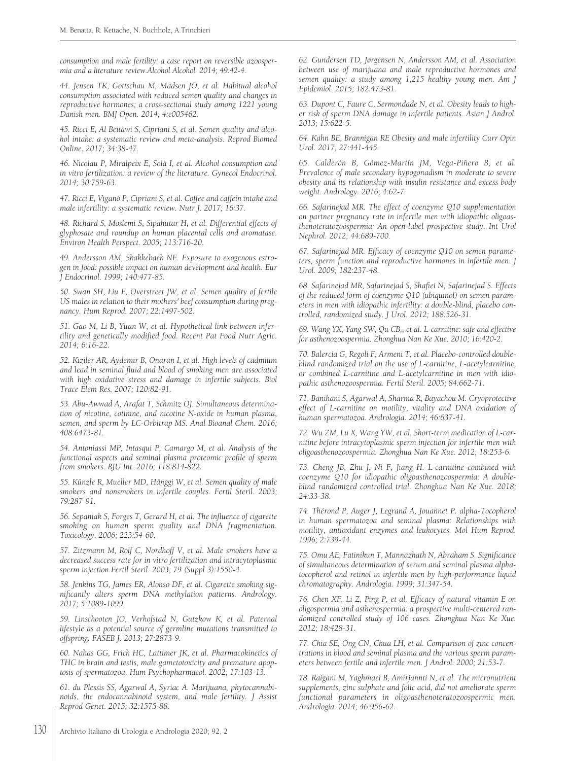*consumption and male fertility: a case report on reversible azoospermia and a literature review.Alcohol Alcohol. 2014; 49:42-4.*

*44. Jensen TK, Gottschau M, Madsen JO, et al. Habitual alcohol consumption associated with reduced semen quality and changes in reproductive hormones; a cross-sectional study among 1221 young Danish men. BMJ Open. 2014; 4:e005462.*

*45. Ricci E, Al Beitawi S, Cipriani S, et al. Semen quality and alcohol intake: a systematic review and meta-analysis. Reprod Biomed Online. 2017; 34:38-47.*

*46. Nicolau P, Miralpeix E, Solà I, et al. Alcohol consumption and in vitro fertilization: a review of the literature. Gynecol Endocrinol. 2014; 30:759-63.*

*47. Ricci E, Viganò P, Cipriani S, et al. Coffee and caffein intake and male infertility: a systematic review. Nutr J. 2017; 16:37.*

*48. Richard S, Moslemi S, Sipahutar H, et al. Differential effects of glyphosate and roundup on human placental cells and aromatase. Environ Health Perspect. 2005; 113:716-20.*

*49. Andersson AM, Skakkebaek NE. Exposure to exogenous estrogen in food: possible impact on human development and health. Eur J Endocrinol. 1999; 140:477-85.*

*50. Swan SH, Liu F, Overstreet JW, et al. Semen quality of fertile US males in relation to their mothers' beef consumption during pregnancy. Hum Reprod. 2007; 22:1497-502.*

*51. Gao M, Li B, Yuan W, et al. Hypothetical link between infertility and genetically modified food. Recent Pat Food Nutr Agric. 2014; 6:16-22.*

*52. Kiziler AR, Aydemir B, Onaran I, et al. High levels of cadmium and lead in seminal fluid and blood of smoking men are associated with high oxidative stress and damage in infertile subjects. Biol Trace Elem Res. 2007; 120:82-91.*

*53. Abu-Awwad A, Arafat T, Schmitz OJ. Simultaneous determination of nicotine, cotinine, and nicotine N-oxide in human plasma, semen, and sperm by LC-Orbitrap MS. Anal Bioanal Chem. 2016; 408:6473-81.*

*54. Antoniassi MP, Intasqui P, Camargo M, et al. Analysis of the functional aspects and seminal plasma proteomic profile of sperm from smokers. BJU Int. 2016; 118:814-822.*

*55. Künzle R, Mueller MD, Hänggi W, et al. Semen quality of male smokers and nonsmokers in infertile couples. Fertil Steril. 2003; 79:287-91.*

*56. Sepaniak S, Forges T, Gerard H, et al. The influence of cigarette smoking on human sperm quality and DNA fragmentation. Toxicology. 2006; 223:54-60.*

*57. Zitzmann M, Rolf C, Nordhoff V, et al. Male smokers have a decreased success rate for in vitro fertilization and intracytoplasmic sperm injection.Fertil Steril. 2003; 79 (Suppl 3):1550-4.*

*58. Jenkins TG, James ER, Alonso DF, et al. Cigarette smoking significantly alters sperm DNA methylation patterns. Andrology. 2017; 5:1089-1099.*

*59. Linschooten JO, Verhofstad N, Gutzkow K, et al. Paternal lifestyle as a potential source of germline mutations transmitted to offspring. FASEB J. 2013; 27:2873-9.*

*60. Nahas GG, Frick HC, Lattimer JK, et al. Pharmacokinetics of THC in brain and testis, male gametotoxicity and premature apoptosis of spermatozoa. Hum Psychopharmacol. 2002; 17:103-13.*

*61. du Plessis SS, Agarwal A, Syriac A. Marijuana, phytocannabinoids, the endocannabinoid system, and male fertility. J Assist Reprod Genet. 2015; 32:1575-88.*

*62. Gundersen TD, Jørgensen N, Andersson AM, et al. Association between use of marijuana and male reproductive hormones and semen quality: a study among 1,215 healthy young men. Am J Epidemiol. 2015; 182:473-81.*

*63. Dupont C, Faure C, Sermondade N, et al. Obesity leads to higher risk of sperm DNA damage in infertile patients. Asian J Androl. 2013; 15:622-5.*

*64. Kahn BE, Brannigan RE Obesity and male infertility Curr Opin Urol. 2017; 27:441-445.*

*65. Calderón B, Gómez-Martín JM, Vega-Piñero B, et al. Prevalence of male secondary hypogonadism in moderate to severe obesity and its relationship with insulin resistance and excess body weight. Andrology. 2016; 4:62-7.*

*66. Safarinejad MR. The effect of coenzyme Q10 supplementation on partner pregnancy rate in infertile men with idiopathic oligoasthenoteratozoospermia: An open-label prospective study. Int Urol Nephrol. 2012; 44:689-700.*

*67. Safarinejad MR. Efficacy of coenzyme Q10 on semen parameters, sperm function and reproductive hormones in infertile men. J Urol. 2009; 182:237-48.*

*68. Safarinejad MR, Safarinejad S, Shafiei N, Safarinejad S. Effects of the reduced form of coenzyme Q10 (ubiquinol) on semen parameters in men with idiopathic infertility: a double-blind, placebo controlled, randomized study. J Urol. 2012; 188:526-31.*

*69. Wang YX, Yang SW, Qu CB,, et al. L-carnitine: safe and effective for asthenozoospermia. Zhonghua Nan Ke Xue. 2010; 16:420-2.*

*70. Balercia G, Regoli F, Armeni T, et al. Placebo-controlled double-blind randomized trial on the use of L-carnitine, L-acetylcarnitine, or combined L-carnitine and L-acetylcarnitine in men with idiopathic asthenozoospermia. Fertil Steril. 2005; 84:662-71.*

*71. Banihani S, Agarwal A, Sharma R, Bayachou M. Cryoprotective effect of L-carnitine on motility, vitality and DNA oxidation of human spermatozoa. Andrologia. 2014; 46:637-41.*

*72. Wu ZM, Lu X, Wang YW, et al. Short-term medication of L-carnitine before intracytoplasmic sperm injection for infertile men with oligoasthenozoospermia. Zhonghua Nan Ke Xue. 2012; 18:253-6.*

*73. Cheng JB, Zhu J, Ni F, Jiang H. L-carnitine combined with coenzyme Q10 for idiopathic oligoasthenozoospermia: A double-blind randomized controlled trial. Zhonghua Nan Ke Xue. 2018; 24:33-38.*

*74. Thérond P, Auger J, Legrand A, Jouannet P. alpha-Tocopherol in human spermatozoa and seminal plasma: Relationships with motility, antioxidant enzymes and leukocytes. Mol Hum Reprod. 1996; 2:739-44.*

*75. Omu AE, Fatinikun T, Mannazhath N, Abraham S. Significance of simultaneous determination of serum and seminal plasma alpha-tocopherol and retinol in infertile men by high-performance liquid chromatography. Andrologia. 1999; 31:347-54.*

*76. Chen XF, Li Z, Ping P, et al. Efficacy of natural vitamin E on oligospermia and asthenospermia: a prospective multi-centered randomized controlled study of 106 cases. Zhonghua Nan Ke Xue. 2012; 18:428-31.*

*77. Chia SE, Ong CN, Chua LH, et al. Comparison of zinc concentrations in blood and seminal plasma and the various sperm parameters between fertile and infertile men. J Androl. 2000; 21:53-7.*

*78. Raigani M, Yaghmaei B, Amirjannti N, et al. The micronutrient supplements, zinc sulphate and folic acid, did not ameliorate sperm functional parameters in oligoasthenoteratozoospermic men. Andrologia. 2014; 46:956-62.*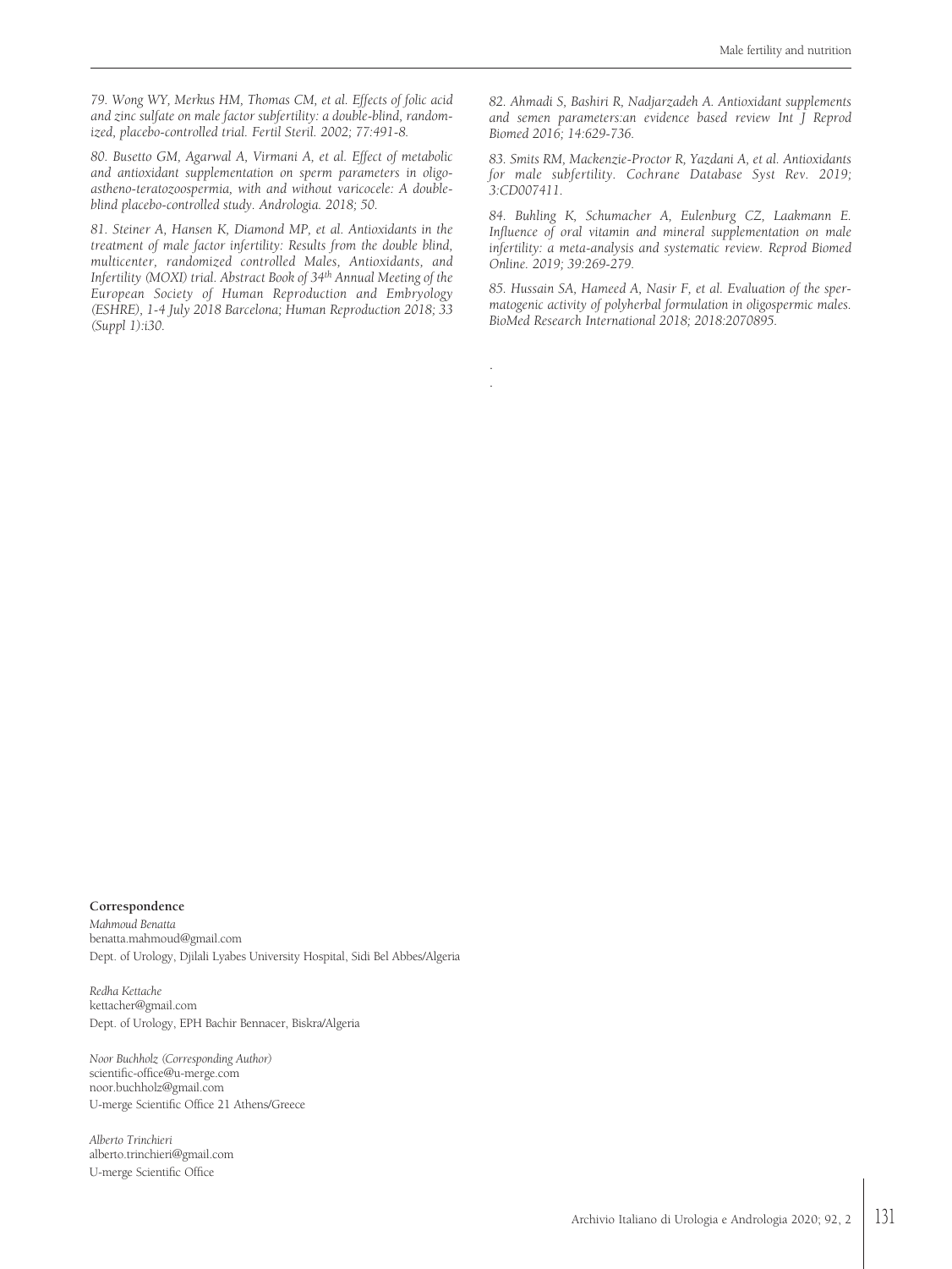79. Wong WY, Merkus HM, Thomas CM, et al. Effects of folic acid and zinc sulfate on male factor subfertility: a double-blind, randomized, placebo-controlled trial. Fertil Steril. 2002; 77:491-8.

80. Busetto GM, Agarwal A, Virmani A, et al. Effect of metabolic and antioxidant supplementation on sperm parameters in oligo-astheno-teratozoospermia, with and without varicocele: A double-blind placebo-controlled study. Andrologia. 2018; 50.

81. Steiner A, Hansen K, Diamond MP, et al. Antioxidants in the treatment of male factor infertility: Results from the double blind, multicenter, randomized controlled Males, Antioxidants, and Infertility (MOXI) trial. Abstract Book of 34th Annual Meeting of the European Society of Human Reproduction and Embryology (ESHRE), 1-4 July 2018 Barcelona; Human Reproduction 2018; 33 (Suppl 1):i30.

82. Ahmadi S, Bashiri R, Nadjarzadeh A. Antioxidant supplements and semen parameters:an evidence based review Int J Reprod Biomed 2016; 14:629-736.

83. Smits RM, Mackenzie-Proctor R, Yazdani A, et al. Antioxidants for male subfertility. Cochrane Database Syst Rev. 2019; 3:CD007411.

84. Buhling K, Schumacher A, Eulenburg CZ, Laakmann E. Influence of oral vitamin and mineral supplementation on male infertility: a meta-analysis and systematic review. Reprod Biomed Online. 2019; 39:269-279.

85. Hussain SA, Hameed A, Nasir F, et al. Evaluation of the spermatogenic activity of polyherbal formulation in oligospermic males. BioMed Research International 2018; 2018:2070895.

**Correspondence**

*Mahmoud Benatta*
benatta.mahmoud@gmail.com
Dept. of Urology, Djilali Lyabes University Hospital, Sidi Bel Abbes/Algeria

*Redha Kettache*
kettacher@gmail.com
Dept. of Urology, EPH Bachir Bennacer, Biskra/Algeria

*Noor Buchholz (Corresponding Author)*
scientific-office@u-merge.com
noor.buchholz@gmail.com
U-merge Scientific Office 21 Athens/Greece

*Alberto Trinchieri*
alberto.trinchieri@gmail.com
U-merge Scientific Office